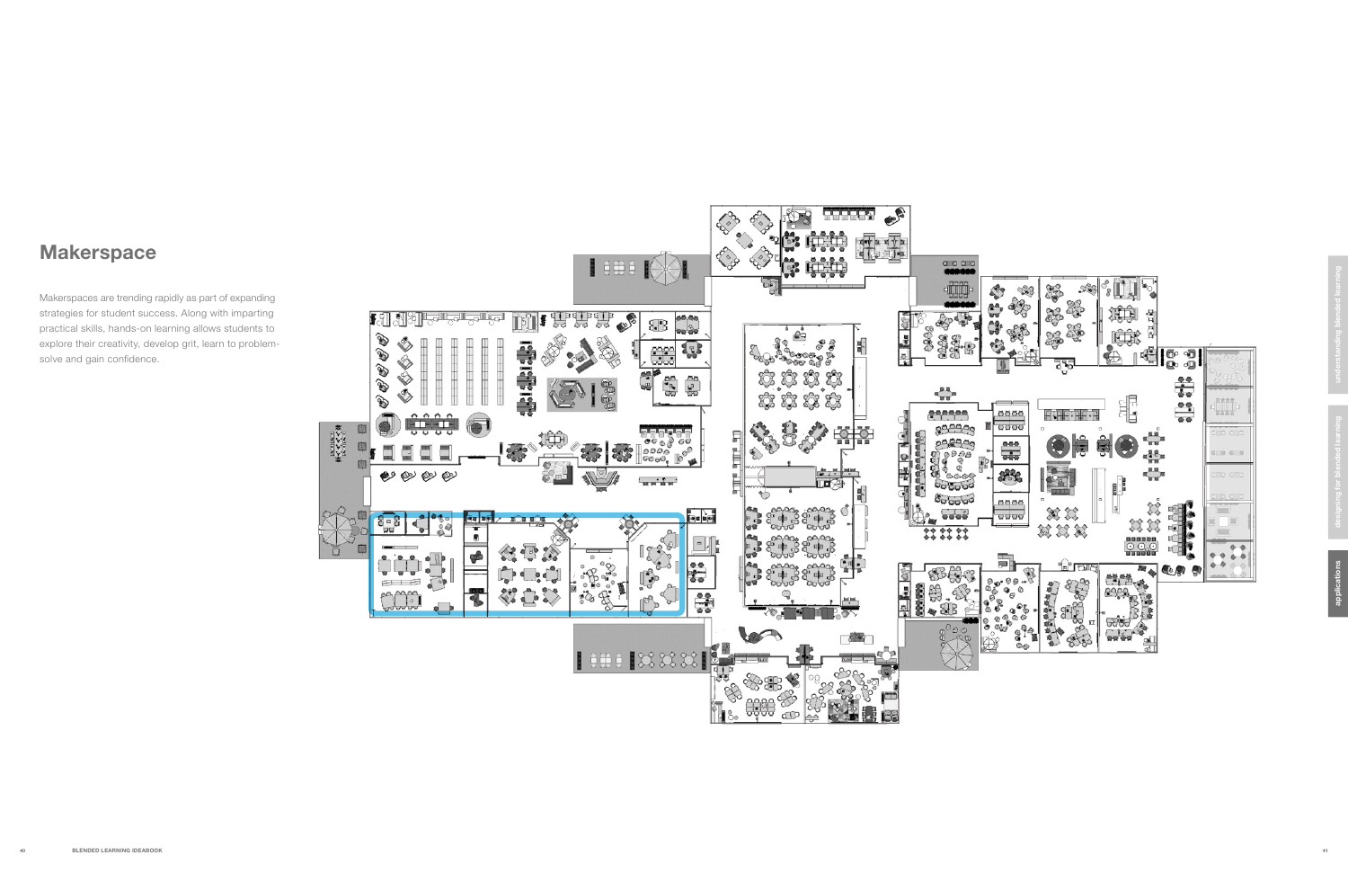## Makerspace

Makerspaces are trending rapidly as part of expanding strategies for student success. Along with imparting practical skills, hands-on learning allows students to explore their creativity, develop grit, learn to problem-solve and gain confidence.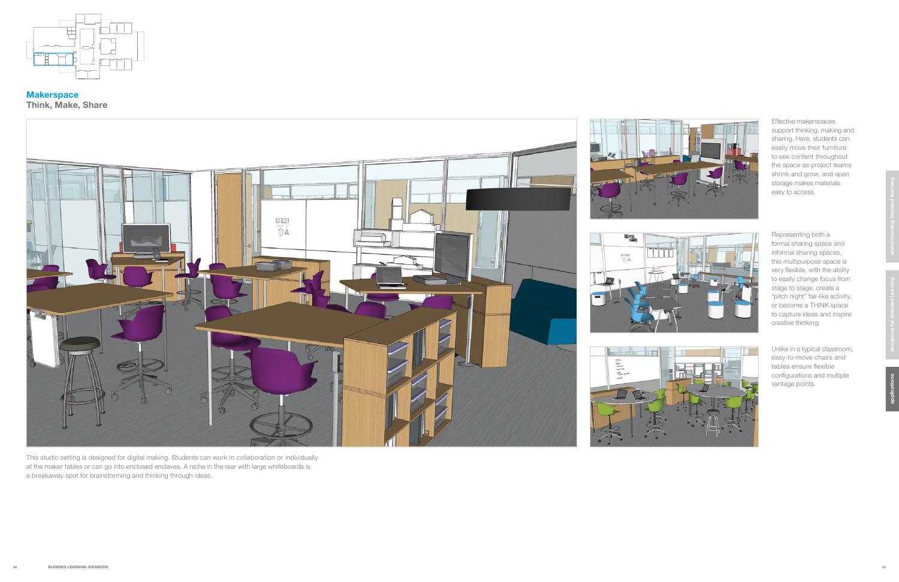## Makerspace

### Think, Make, Share

This studio setting is designed for digital making. Students can work in collaboration or individually at the maker tables or can go into enclosed enclaves. A niche in the rear with large whiteboards is a breakaway spot for brainstorming and thinking through ideas.

Effective makerspaces support thinking, making and sharing. Here, students can easily move their furniture to see content throughout the space as project teams shrink and grow, and open storage makes materials easy to access.

Representing both a formal sharing space and informal sharing spaces, this multipurpose space is very flexible, with the ability to easily change focus from stage to stage, create a "pitch night" fair-like activity, or become a THINK space to capture ideas and inspire creative thinking.

Unlike in a typical classroom, easy-to-move chairs and tables ensure flexible configurations and multiple vantage points.